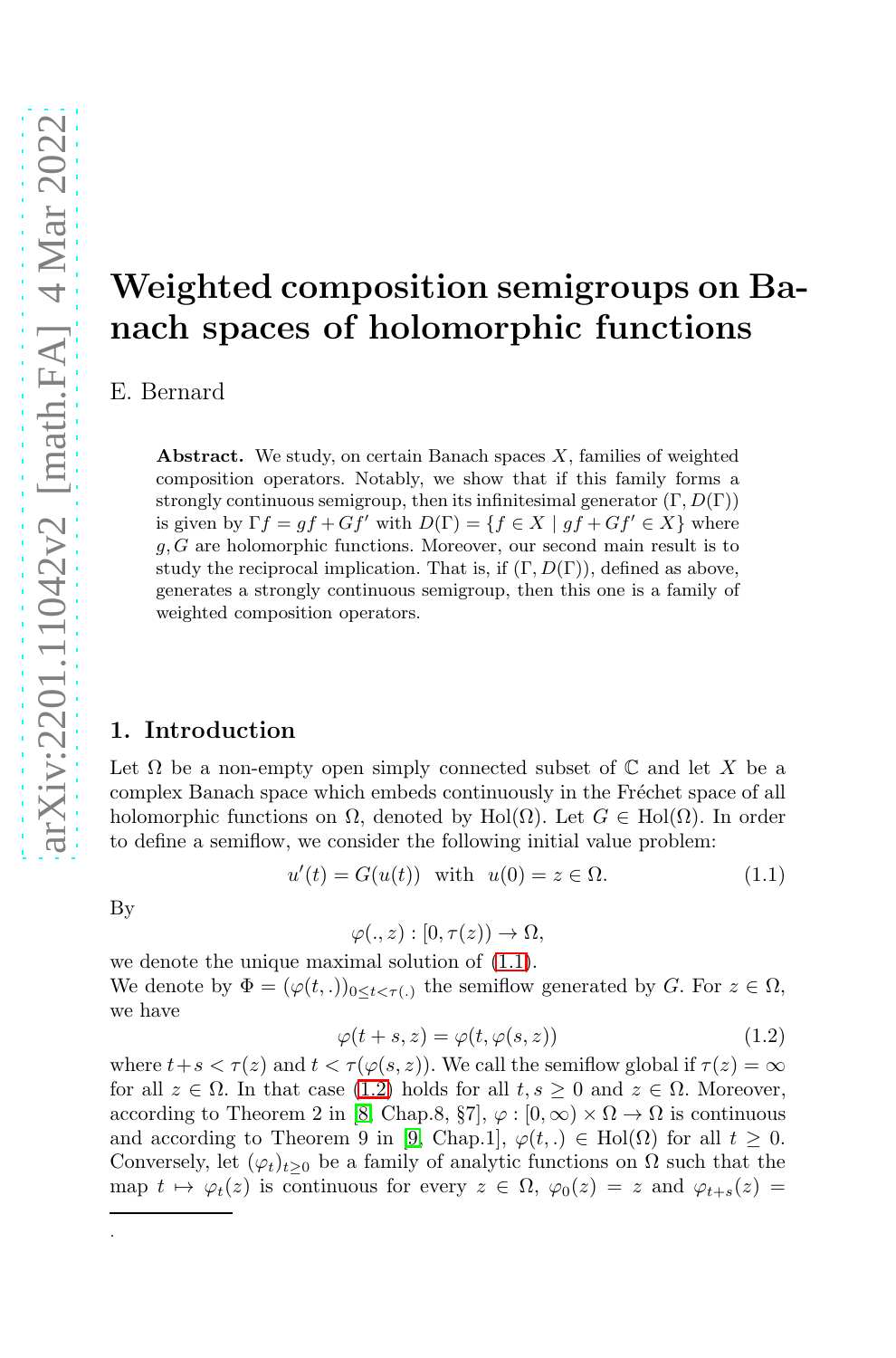# Weighted composition semigroups on Banach spaces of holomorphic functions

E. Bernard

**Abstract.** We study, on certain Banach spaces $X$, families of weighted composition operators. Notably, we show that if this family forms a strongly continuous semigroup, then its infinitesimal generator $(\Gamma, D(\Gamma))$ is given by $\Gamma f = gf + Gf'$ with $D(\Gamma) = \{f \in X \mid gf + Gf' \in X\}$ where $g, G$ are holomorphic functions. Moreover, our second main result is to study the reciprocal implication. That is, if $(\Gamma, D(\Gamma))$, defined as above, generates a strongly continuous semigroup, then this one is a family of weighted composition operators.

## 1. Introduction

Let $\Omega$ be a non-empty open simply connected subset of $\mathbb{C}$ and let $X$ be a complex Banach space which embeds continuously in the Fréchet space of all holomorphic functions on $\Omega$, denoted by $\mathrm{Hol}(\Omega)$. Let $G \in \mathrm{Hol}(\Omega)$. In order to define a semiflow, we consider the following initial value problem:

$$u'(t) = G(u(t)) \quad \text{with} \quad u(0) = z \in \Omega. \tag{1.1}$$

By

$$\varphi(.,z) : [0, \tau(z)) \to \Omega,$$

we denote the unique maximal solution of (1.1).

We denote by $\Phi = (\varphi(t,.))_{0 \leq t < \tau(.)}$ the semiflow generated by $G$. For $z \in \Omega$, we have

$$\varphi(t+s, z) = \varphi(t, \varphi(s,z)) \tag{1.2}$$

where $t+s < \tau(z)$ and $t < \tau(\varphi(s,z))$. We call the semiflow global if $\tau(z) = \infty$ for all $z \in \Omega$. In that case (1.2) holds for all $t, s \geq 0$ and $z \in \Omega$. Moreover, according to Theorem 2 in [8, Chap.8, §7], $\varphi : [0, \infty) \times \Omega \to \Omega$ is continuous and according to Theorem 9 in [9, Chap.1], $\varphi(t,.) \in \mathrm{Hol}(\Omega)$ for all $t \geq 0$. Conversely, let $(\varphi_t)_{t \geq 0}$ be a family of analytic functions on $\Omega$ such that the map $t \mapsto \varphi_t(z)$ is continuous for every $z \in \Omega$, $\varphi_0(z) = z$ and $\varphi_{t+s}(z) =$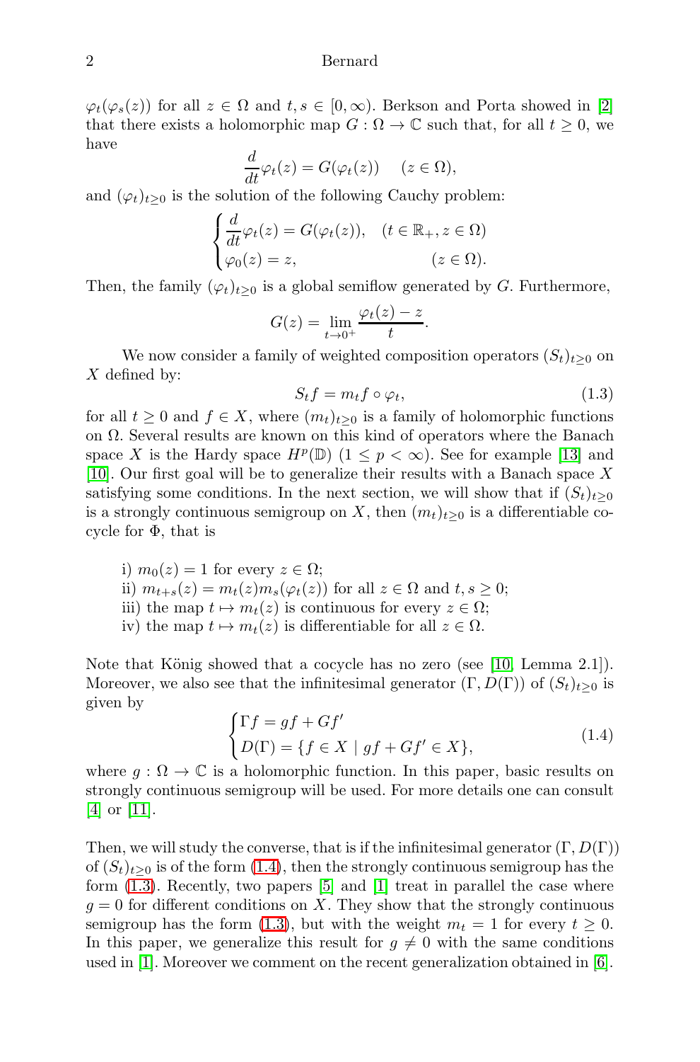$\varphi_t(\varphi_s(z))$ for all $z \in \Omega$ and $t, s \in [0, \infty)$. Berkson and Porta showed in [2] that there exists a holomorphic map $G : \Omega \to \mathbb{C}$ such that, for all $t \geq 0$, we have

$$\frac{d}{dt}\varphi_t(z) = G(\varphi_t(z)) \quad (z \in \Omega),$$

and $(\varphi_t)_{t\geq 0}$ is the solution of the following Cauchy problem:

$$\begin{cases} \dfrac{d}{dt}\varphi_t(z) = G(\varphi_t(z)), & (t \in \mathbb{R}_+, z \in \Omega) \\ \varphi_0(z) = z, & (z \in \Omega). \end{cases}$$

Then, the family $(\varphi_t)_{t\geq 0}$ is a global semiflow generated by $G$. Furthermore,

$$G(z) = \lim_{t\to 0^+} \frac{\varphi_t(z) - z}{t}.$$

We now consider a family of weighted composition operators $(S_t)_{t\geq 0}$ on $X$ defined by:

$$S_t f = m_t f \circ \varphi_t, \tag{1.3}$$

for all $t \geq 0$ and $f \in X$, where $(m_t)_{t\geq 0}$ is a family of holomorphic functions on $\Omega$. Several results are known on this kind of operators where the Banach space $X$ is the Hardy space $H^p(\mathbb{D})$ $(1 \leq p < \infty)$. See for example [13] and [10]. Our first goal will be to generalize their results with a Banach space $X$ satisfying some conditions. In the next section, we will show that if $(S_t)_{t\geq 0}$ is a strongly continuous semigroup on $X$, then $(m_t)_{t\geq 0}$ is a differentiable cocycle for $\Phi$, that is

i) $m_0(z) = 1$ for every $z \in \Omega$;
ii) $m_{t+s}(z) = m_t(z)m_s(\varphi_t(z))$ for all $z \in \Omega$ and $t, s \geq 0$;
iii) the map $t \mapsto m_t(z)$ is continuous for every $z \in \Omega$;
iv) the map $t \mapsto m_t(z)$ is differentiable for all $z \in \Omega$.

Note that König showed that a cocycle has no zero (see [10, Lemma 2.1]). Moreover, we also see that the infinitesimal generator $(\Gamma, D(\Gamma))$ of $(S_t)_{t\geq 0}$ is given by

$$\begin{cases} \Gamma f = gf + Gf' \\ D(\Gamma) = \{f \in X \mid gf + Gf' \in X\}, \end{cases} \tag{1.4}$$

where $g : \Omega \to \mathbb{C}$ is a holomorphic function. In this paper, basic results on strongly continuous semigroup will be used. For more details one can consult [4] or [11].

Then, we will study the converse, that is if the infinitesimal generator $(\Gamma, D(\Gamma))$ of $(S_t)_{t\geq 0}$ is of the form (1.4), then the strongly continuous semigroup has the form (1.3). Recently, two papers [5] and [1] treat in parallel the case where $g = 0$ for different conditions on $X$. They show that the strongly continuous semigroup has the form (1.3), but with the weight $m_t = 1$ for every $t \geq 0$. In this paper, we generalize this result for $g \neq 0$ with the same conditions used in [1]. Moreover we comment on the recent generalization obtained in [6].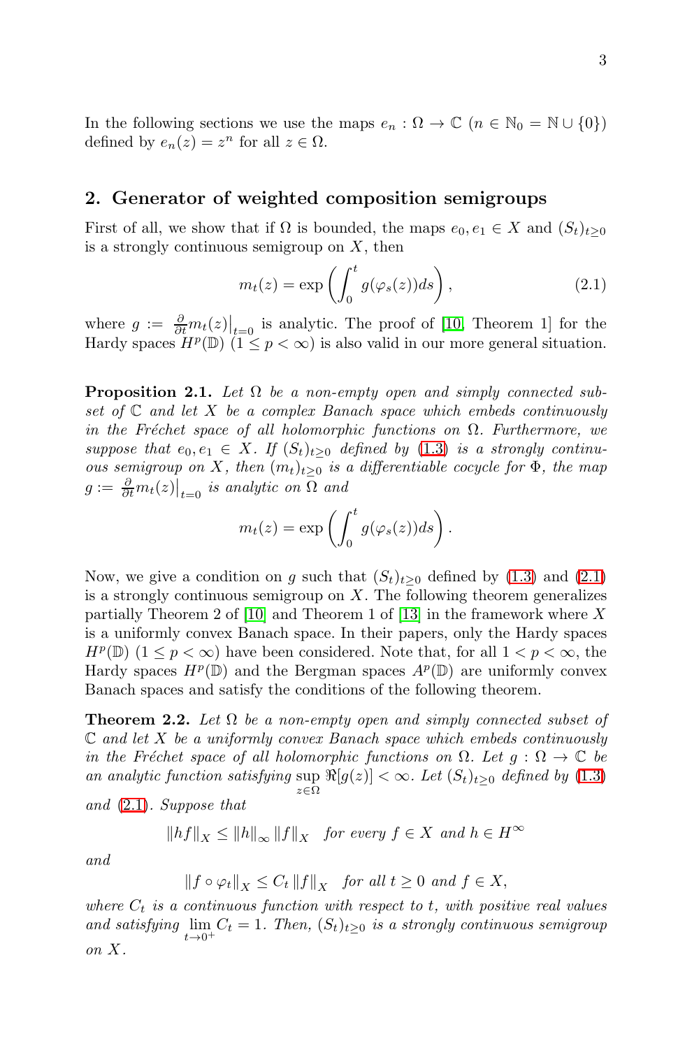In the following sections we use the maps $e_n : \Omega \to \mathbb{C}$ ($n \in \mathbb{N}_0 = \mathbb{N} \cup \{0\}$) defined by $e_n(z) = z^n$ for all $z \in \Omega$.

## 2. Generator of weighted composition semigroups

First of all, we show that if $\Omega$ is bounded, the maps $e_0, e_1 \in X$ and $(S_t)_{t\geq 0}$ is a strongly continuous semigroup on $X$, then

$$m_t(z) = \exp\left(\int_0^t g(\varphi_s(z))ds\right), \tag{2.1}$$

where $g := \frac{\partial}{\partial t} m_t(z)\big|_{t=0}$ is analytic. The proof of [10, Theorem 1] for the Hardy spaces $H^p(\mathbb{D})$ ($1 \leq p < \infty$) is also valid in our more general situation.

**Proposition 2.1.** *Let $\Omega$ be a non-empty open and simply connected subset of $\mathbb{C}$ and let $X$ be a complex Banach space which embeds continuously in the Fréchet space of all holomorphic functions on $\Omega$. Furthermore, we suppose that $e_0, e_1 \in X$. If $(S_t)_{t\geq 0}$ defined by (1.3) is a strongly continuous semigroup on $X$, then $(m_t)_{t\geq 0}$ is a differentiable cocycle for $\Phi$, the map $g := \frac{\partial}{\partial t} m_t(z)\big|_{t=0}$ is analytic on $\Omega$ and*

$$m_t(z) = \exp\left(\int_0^t g(\varphi_s(z))ds\right).$$

Now, we give a condition on $g$ such that $(S_t)_{t\geq 0}$ defined by (1.3) and (2.1) is a strongly continuous semigroup on $X$. The following theorem generalizes partially Theorem 2 of [10] and Theorem 1 of [13] in the framework where $X$ is a uniformly convex Banach space. In their papers, only the Hardy spaces $H^p(\mathbb{D})$ ($1 \leq p < \infty$) have been considered. Note that, for all $1 < p < \infty$, the Hardy spaces $H^p(\mathbb{D})$ and the Bergman spaces $A^p(\mathbb{D})$ are uniformly convex Banach spaces and satisfy the conditions of the following theorem.

**Theorem 2.2.** *Let $\Omega$ be a non-empty open and simply connected subset of $\mathbb{C}$ and let $X$ be a uniformly convex Banach space which embeds continuously in the Fréchet space of all holomorphic functions on $\Omega$. Let $g : \Omega \to \mathbb{C}$ be an analytic function satisfying $\sup_{z\in\Omega} \Re[g(z)] < \infty$. Let $(S_t)_{t\geq 0}$ defined by (1.3) and (2.1). Suppose that*

$$\|hf\|_X \leq \|h\|_\infty \|f\|_X \quad \text{for every } f \in X \text{ and } h \in H^\infty$$

*and*

$$\|f \circ \varphi_t\|_X \leq C_t \|f\|_X \quad \text{for all } t \geq 0 \text{ and } f \in X,$$

*where $C_t$ is a continuous function with respect to $t$, with positive real values and satisfying $\lim_{t\to 0^+} C_t = 1$. Then, $(S_t)_{t\geq 0}$ is a strongly continuous semigroup on $X$.*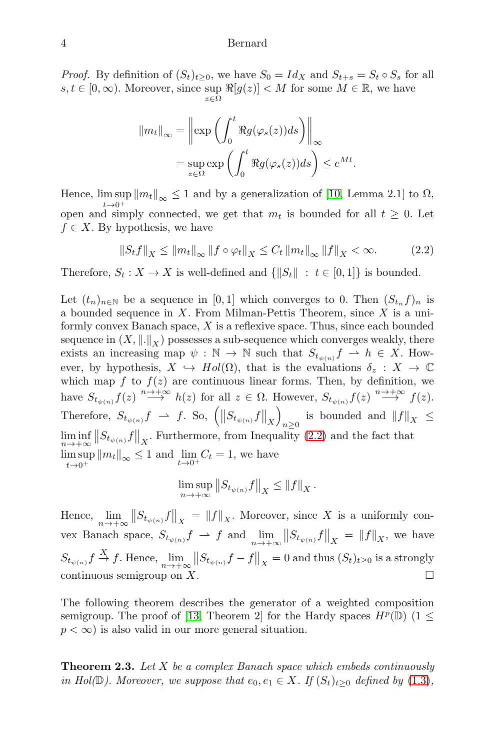*Proof.* By definition of $(S_t)_{t\geq 0}$, we have $S_0 = Id_X$ and $S_{t+s} = S_t \circ S_s$ for all $s, t \in [0, \infty)$. Moreover, since $\sup_{z\in\Omega} \Re[g(z)] < M$ for some $M \in \mathbb{R}$, we have

$$
\begin{aligned}
\|m_t\|_\infty &= \left\| \exp\left(\int_0^t \Re g(\varphi_s(z)) ds\right) \right\|_\infty \\
&= \sup_{z\in\Omega} \exp\left(\int_0^t \Re g(\varphi_s(z)) ds\right) \leq e^{Mt}.
\end{aligned}
$$

Hence, $\limsup_{t\to 0^+} \|m_t\|_\infty \leq 1$ and by a generalization of [10, Lemma 2.1] to $\Omega$, open and simply connected, we get that $m_t$ is bounded for all $t \geq 0$. Let $f \in X$. By hypothesis, we have

$$
\|S_t f\|_X \leq \|m_t\|_\infty \|f \circ \varphi_t\|_X \leq C_t \|m_t\|_\infty \|f\|_X < \infty. \tag{2.2}
$$

Therefore, $S_t : X \to X$ is well-defined and $\{\|S_t\| \ : \ t \in [0, 1]\}$ is bounded.

Let $(t_n)_{n\in\mathbb{N}}$ be a sequence in $[0, 1]$ which converges to 0. Then $(S_{t_n} f)_n$ is a bounded sequence in $X$. From Milman-Pettis Theorem, since $X$ is a uniformly convex Banach space, $X$ is a reflexive space. Thus, since each bounded sequence in $(X, \|.\|_X)$ possesses a sub-sequence which converges weakly, there exists an increasing map $\psi : \mathbb{N} \to \mathbb{N}$ such that $S_{t_{\psi(n)}} f \rightharpoonup h \in X$. However, by hypothesis, $X \hookrightarrow Hol(\Omega)$, that is the evaluations $\delta_z : X \to \mathbb{C}$ which map $f$ to $f(z)$ are continuous linear forms. Then, by definition, we have $S_{t_{\psi(n)}} f(z) \overset{n\to+\infty}{\longrightarrow} h(z)$ for all $z \in \Omega$. However, $S_{t_{\psi(n)}} f(z) \overset{n\to+\infty}{\longrightarrow} f(z)$. Therefore, $S_{t_{\psi(n)}} f \rightharpoonup f$. So, $\left(\left\|S_{t_{\psi(n)}} f\right\|_X\right)_{n\geq 0}$ is bounded and $\|f\|_X \leq \liminf_{n\to+\infty} \left\|S_{t_{\psi(n)}} f\right\|_X$. Furthermore, from Inequality (2.2) and the fact that $\limsup_{t\to 0^+} \|m_t\|_\infty \leq 1$ and $\lim_{t\to 0^+} C_t = 1$, we have

$$
\limsup_{n\to+\infty} \left\|S_{t_{\psi(n)}} f\right\|_X \leq \|f\|_X.
$$

Hence, $\lim_{n\to+\infty} \left\|S_{t_{\psi(n)}} f\right\|_X = \|f\|_X$. Moreover, since $X$ is a uniformly convex Banach space, $S_{t_{\psi(n)}} f \rightharpoonup f$ and $\lim_{n\to+\infty} \left\|S_{t_{\psi(n)}} f\right\|_X = \|f\|_X$, we have $S_{t_{\psi(n)}} f \overset{X}{\to} f$. Hence, $\lim_{n\to+\infty} \left\|S_{t_{\psi(n)}} f - f\right\|_X = 0$ and thus $(S_t)_{t\geq 0}$ is a strongly continuous semigroup on $X$. □

The following theorem describes the generator of a weighted composition semigroup. The proof of [13, Theorem 2] for the Hardy spaces $H^p(\mathbb{D})$ $(1 \leq p < \infty)$ is also valid in our more general situation.

**Theorem 2.3.** *Let $X$ be a complex Banach space which embeds continuously in $Hol(\mathbb{D})$. Moreover, we suppose that $e_0, e_1 \in X$. If $(S_t)_{t\geq 0}$ defined by (1.3),*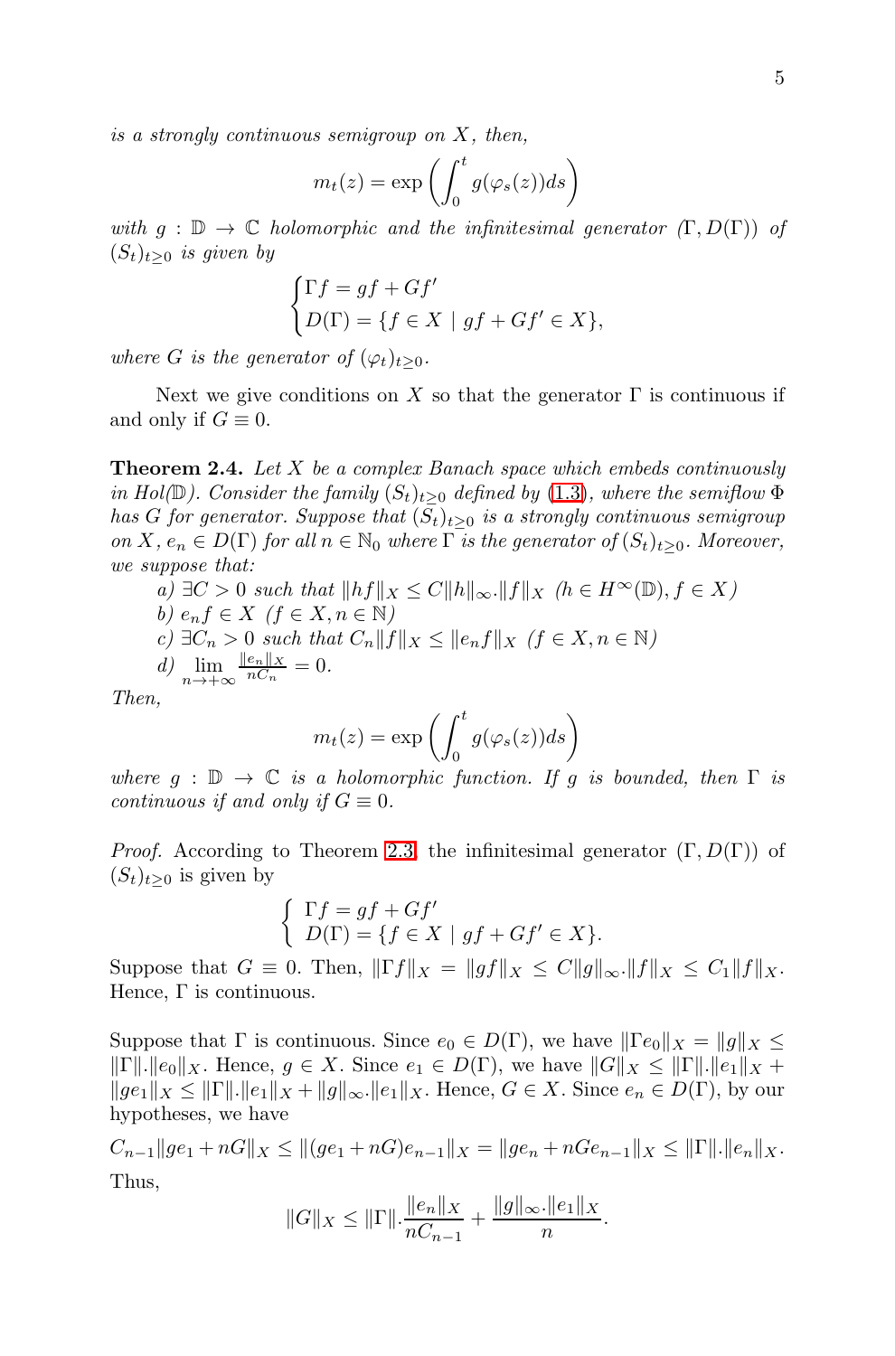*is a strongly continuous semigroup on $X$, then,*

$$m_t(z) = \exp\left(\int_0^t g(\varphi_s(z))ds\right)$$

*with $g : \mathbb{D} \to \mathbb{C}$ holomorphic and the infinitesimal generator $(\Gamma, D(\Gamma))$ of $(S_t)_{t\geq 0}$ is given by*

$$\begin{cases} \Gamma f = gf + Gf' \\ D(\Gamma) = \{f \in X \mid gf + Gf' \in X\}, \end{cases}$$

*where $G$ is the generator of $(\varphi_t)_{t\geq 0}$.*

Next we give conditions on $X$ so that the generator $\Gamma$ is continuous if and only if $G \equiv 0$.

**Theorem 2.4.** *Let $X$ be a complex Banach space which embeds continuously in $Hol(\mathbb{D})$. Consider the family $(S_t)_{t\geq 0}$ defined by (1.3), where the semiflow $\Phi$ has $G$ for generator. Suppose that $(S_t)_{t\geq 0}$ is a strongly continuous semigroup on $X$, $e_n \in D(\Gamma)$ for all $n \in \mathbb{N}_0$ where $\Gamma$ is the generator of $(S_t)_{t\geq 0}$. Moreover, we suppose that:*

*a) $\exists C > 0$ such that $\|hf\|_X \leq C\|h\|_\infty.\|f\|_X$ $(h \in H^\infty(\mathbb{D}), f \in X)$*
*b) $e_n f \in X$ $(f \in X, n \in \mathbb{N})$*
*c) $\exists C_n > 0$ such that $C_n\|f\|_X \leq \|e_n f\|_X$ $(f \in X, n \in \mathbb{N})$*
*d) $\lim\limits_{n\to+\infty} \frac{\|e_n\|_X}{nC_n} = 0$.*

*Then,*

$$m_t(z) = \exp\left(\int_0^t g(\varphi_s(z))ds\right)$$

*where $g : \mathbb{D} \to \mathbb{C}$ is a holomorphic function. If $g$ is bounded, then $\Gamma$ is continuous if and only if $G \equiv 0$.*

*Proof.* According to Theorem 2.3, the infinitesimal generator $(\Gamma, D(\Gamma))$ of $(S_t)_{t\geq 0}$ is given by

$$\begin{cases} \Gamma f = gf + Gf' \\ D(\Gamma) = \{f \in X \mid gf + Gf' \in X\}. \end{cases}$$

Suppose that $G \equiv 0$. Then, $\|\Gamma f\|_X = \|gf\|_X \leq C\|g\|_\infty.\|f\|_X \leq C_1\|f\|_X$. Hence, $\Gamma$ is continuous.

Suppose that $\Gamma$ is continuous. Since $e_0 \in D(\Gamma)$, we have $\|\Gamma e_0\|_X = \|g\|_X \leq \|\Gamma\|.\|e_0\|_X$. Hence, $g \in X$. Since $e_1 \in D(\Gamma)$, we have $\|G\|_X \leq \|\Gamma\|.\|e_1\|_X + \|ge_1\|_X \leq \|\Gamma\|.\|e_1\|_X + \|g\|_\infty.\|e_1\|_X$. Hence, $G \in X$. Since $e_n \in D(\Gamma)$, by our hypotheses, we have

$$C_{n-1}\|ge_1 + nG\|_X \leq \|(ge_1 + nG)e_{n-1}\|_X = \|ge_n + nGe_{n-1}\|_X \leq \|\Gamma\|.\|e_n\|_X.$$

Thus,

$$\|G\|_X \leq \|\Gamma\|.\frac{\|e_n\|_X}{nC_{n-1}} + \frac{\|g\|_\infty.\|e_1\|_X}{n}.$$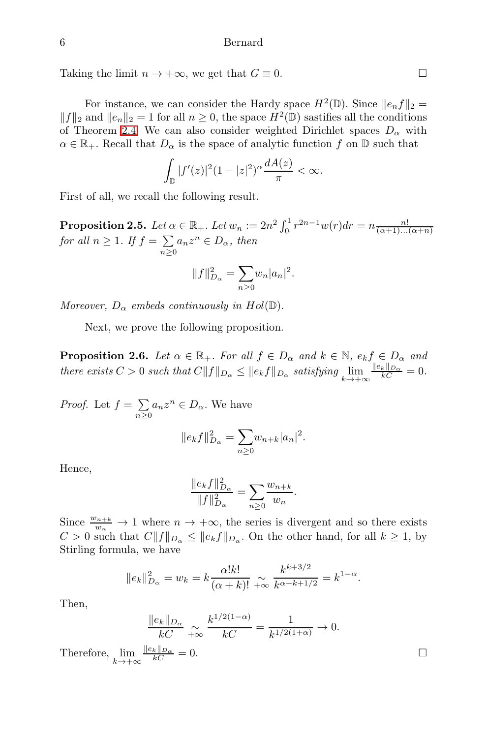Taking the limit $n \to +\infty$, we get that $G \equiv 0$. $\square$

For instance, we can consider the Hardy space $H^2(\mathbb{D})$. Since $\|e_n f\|_2 = \|f\|_2$ and $\|e_n\|_2 = 1$ for all $n \geq 0$, the space $H^2(\mathbb{D})$ sastifies all the conditions of Theorem 2.4. We can also consider weighted Dirichlet spaces $D_\alpha$ with $\alpha \in \mathbb{R}_+$. Recall that $D_\alpha$ is the space of analytic function $f$ on $\mathbb{D}$ such that

$$\int_{\mathbb{D}} |f'(z)|^2 (1-|z|^2)^\alpha \frac{dA(z)}{\pi} < \infty.$$

First of all, we recall the following result.

**Proposition 2.5.** *Let $\alpha \in \mathbb{R}_+$. Let $w_n := 2n^2 \int_0^1 r^{2n-1} w(r) dr = n \frac{n!}{(\alpha+1)\dots(\alpha+n)}$ for all $n \geq 1$. If $f = \sum\limits_{n \geq 0} a_n z^n \in D_\alpha$, then*

$$\|f\|_{D_\alpha}^2 = \sum_{n \geq 0} w_n |a_n|^2.$$

*Moreover, $D_\alpha$ embeds continuously in $Hol(\mathbb{D})$.*

Next, we prove the following proposition.

**Proposition 2.6.** *Let $\alpha \in \mathbb{R}_+$. For all $f \in D_\alpha$ and $k \in \mathbb{N}$, $e_k f \in D_\alpha$ and there exists $C > 0$ such that $C\|f\|_{D_\alpha} \leq \|e_k f\|_{D_\alpha}$ satisfying $\lim\limits_{k \to +\infty} \frac{\|e_k\|_{D_\alpha}}{kC} = 0$.*

*Proof.* Let $f = \sum\limits_{n \geq 0} a_n z^n \in D_\alpha$. We have

$$\|e_k f\|_{D_\alpha}^2 = \sum_{n \geq 0} w_{n+k} |a_n|^2.$$

Hence,

$$\frac{\|e_k f\|_{D_\alpha}^2}{\|f\|_{D_\alpha}^2} = \sum_{n \geq 0} \frac{w_{n+k}}{w_n}.$$

Since $\frac{w_{n+k}}{w_n} \to 1$ where $n \to +\infty$, the series is divergent and so there exists $C > 0$ such that $C\|f\|_{D_\alpha} \leq \|e_k f\|_{D_\alpha}$. On the other hand, for all $k \geq 1$, by Stirling formula, we have

$$\|e_k\|_{D_\alpha}^2 = w_k = k \frac{\alpha! k!}{(\alpha+k)!} \underset{+\infty}{\sim} \frac{k^{k+3/2}}{k^{\alpha+k+1/2}} = k^{1-\alpha}.$$

Then,

$$\frac{\|e_k\|_{D_\alpha}}{kC} \underset{+\infty}{\sim} \frac{k^{1/2(1-\alpha)}}{kC} = \frac{1}{k^{1/2(1+\alpha)}} \to 0.$$

Therefore, $\lim\limits_{k \to +\infty} \frac{\|e_k\|_{D_\alpha}}{kC} = 0$. $\square$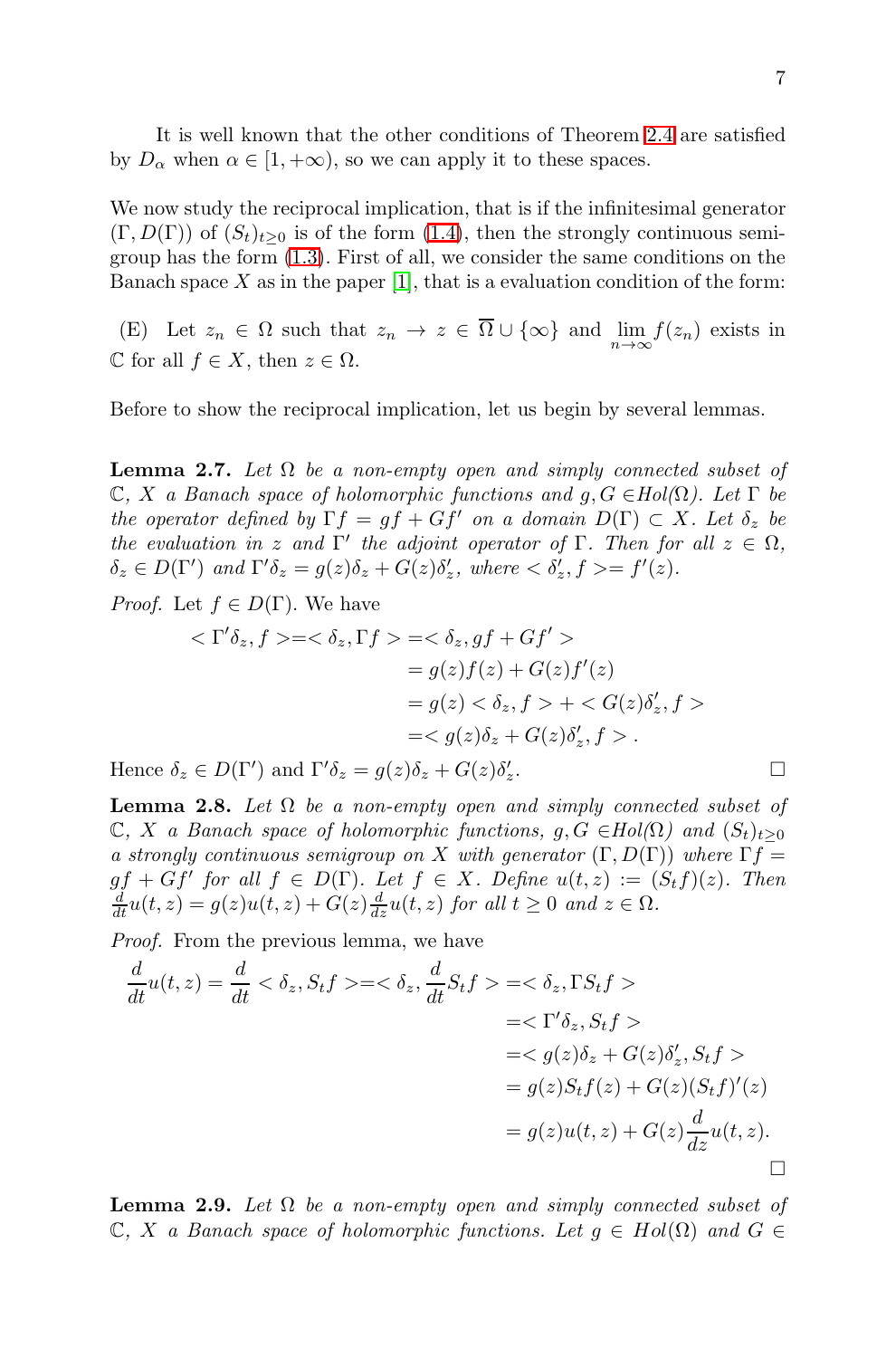It is well known that the other conditions of Theorem 2.4 are satisfied by $D_\alpha$ when $\alpha \in [1, +\infty)$, so we can apply it to these spaces.

We now study the reciprocal implication, that is if the infinitesimal generator $(\Gamma, D(\Gamma))$ of $(S_t)_{t\geq 0}$ is of the form (1.4), then the strongly continuous semigroup has the form (1.3). First of all, we consider the same conditions on the Banach space $X$ as in the paper [1], that is a evaluation condition of the form:

(E) Let $z_n \in \Omega$ such that $z_n \to z \in \overline{\Omega} \cup \{\infty\}$ and $\lim_{n\to\infty} f(z_n)$ exists in $\mathbb{C}$ for all $f \in X$, then $z \in \Omega$.

Before to show the reciprocal implication, let us begin by several lemmas.

**Lemma 2.7.** *Let $\Omega$ be a non-empty open and simply connected subset of $\mathbb{C}$, $X$ a Banach space of holomorphic functions and $g, G \in Hol(\Omega)$. Let $\Gamma$ be the operator defined by $\Gamma f = gf + Gf'$ on a domain $D(\Gamma) \subset X$. Let $\delta_z$ be the evaluation in $z$ and $\Gamma'$ the adjoint operator of $\Gamma$. Then for all $z \in \Omega$, $\delta_z \in D(\Gamma')$ and $\Gamma'\delta_z = g(z)\delta_z + G(z)\delta_z'$, where $<\delta_z', f> = f'(z)$.*

*Proof.* Let $f \in D(\Gamma)$. We have

$$
\begin{aligned}
<\Gamma'\delta_z, f> = <\delta_z, \Gamma f> &= <\delta_z, gf + Gf'> \\
&= g(z)f(z) + G(z)f'(z) \\
&= g(z) <\delta_z, f> + <G(z)\delta_z', f> \\
&= <g(z)\delta_z + G(z)\delta_z', f>.
\end{aligned}
$$

Hence $\delta_z \in D(\Gamma')$ and $\Gamma'\delta_z = g(z)\delta_z + G(z)\delta_z'$. □

**Lemma 2.8.** *Let $\Omega$ be a non-empty open and simply connected subset of $\mathbb{C}$, $X$ a Banach space of holomorphic functions, $g, G \in Hol(\Omega)$ and $(S_t)_{t\geq 0}$ a strongly continuous semigroup on $X$ with generator $(\Gamma, D(\Gamma))$ where $\Gamma f = gf + Gf'$ for all $f \in D(\Gamma)$. Let $f \in X$. Define $u(t,z) := (S_t f)(z)$. Then $\frac{d}{dt}u(t,z) = g(z)u(t,z) + G(z)\frac{d}{dz}u(t,z)$ for all $t \geq 0$ and $z \in \Omega$.*

*Proof.* From the previous lemma, we have

$$
\begin{aligned}
\frac{d}{dt}u(t,z) = \frac{d}{dt} <\delta_z, S_t f> = <\delta_z, \frac{d}{dt}S_t f> &= <\delta_z, \Gamma S_t f> \\
&= <\Gamma'\delta_z, S_t f> \\
&= <g(z)\delta_z + G(z)\delta_z', S_t f> \\
&= g(z)S_t f(z) + G(z)(S_t f)'(z) \\
&= g(z)u(t,z) + G(z)\frac{d}{dz}u(t,z).
\end{aligned}
$$

□

**Lemma 2.9.** *Let $\Omega$ be a non-empty open and simply connected subset of $\mathbb{C}$, $X$ a Banach space of holomorphic functions. Let $g \in Hol(\Omega)$ and $G \in$*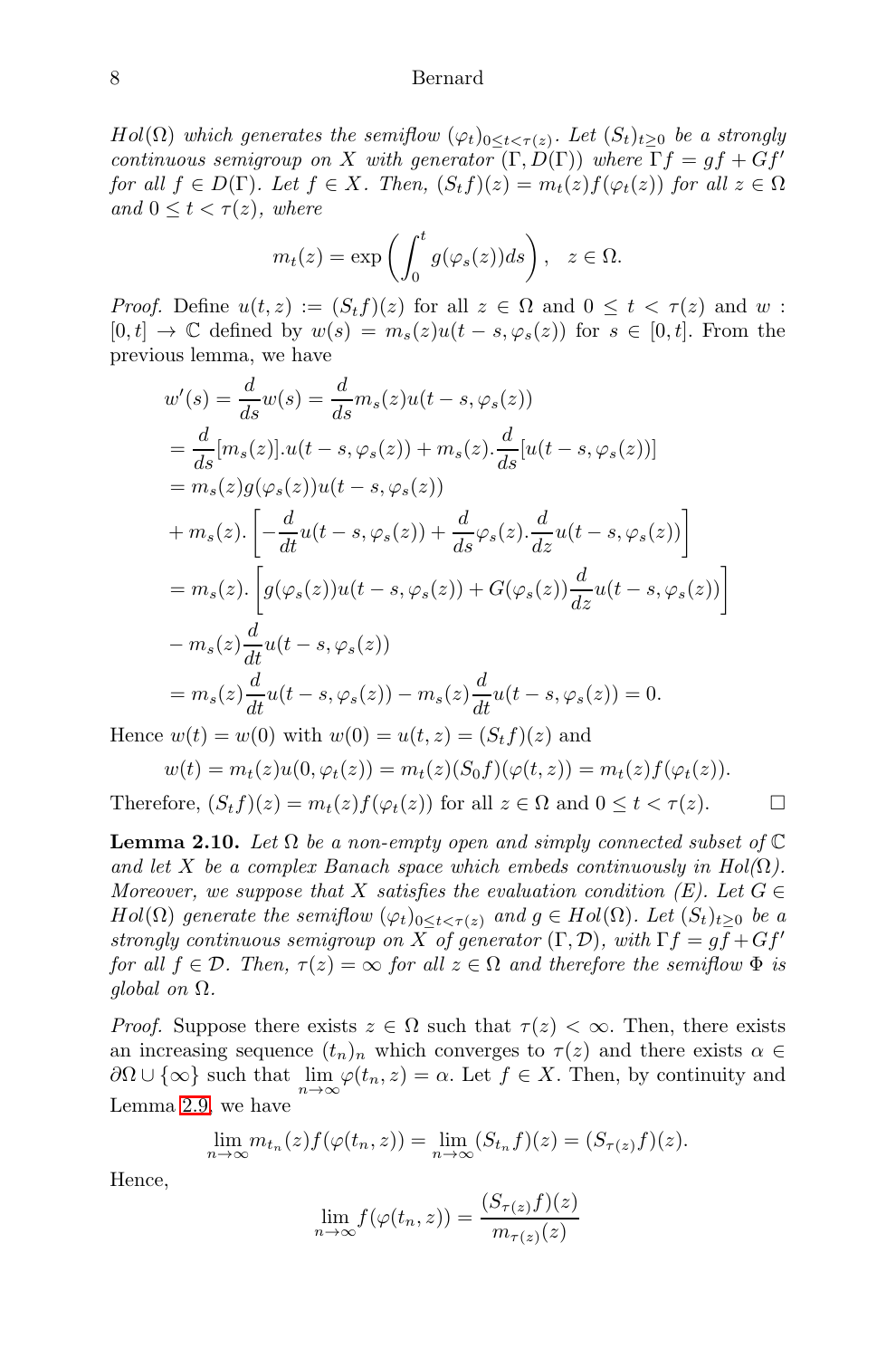*$Hol(\Omega)$ which generates the semiflow $(\varphi_t)_{0\leq t<\tau(z)}$. Let $(S_t)_{t\geq 0}$ be a strongly continuous semigroup on $X$ with generator $(\Gamma, D(\Gamma))$ where $\Gamma f = gf + Gf'$ for all $f \in D(\Gamma)$. Let $f \in X$. Then, $(S_t f)(z) = m_t(z) f(\varphi_t(z))$ for all $z \in \Omega$ and $0 \leq t < \tau(z)$, where*

$$m_t(z) = \exp\left(\int_0^t g(\varphi_s(z))ds\right), \quad z \in \Omega.$$

*Proof.* Define $u(t,z) := (S_t f)(z)$ for all $z \in \Omega$ and $0 \leq t < \tau(z)$ and $w : [0,t] \to \mathbb{C}$ defined by $w(s) = m_s(z) u(t-s, \varphi_s(z))$ for $s \in [0,t]$. From the previous lemma, we have

$$\begin{aligned}
w'(s) &= \frac{d}{ds} w(s) = \frac{d}{ds} m_s(z) u(t-s, \varphi_s(z)) \\
&= \frac{d}{ds}[m_s(z)].u(t-s,\varphi_s(z)) + m_s(z).\frac{d}{ds}[u(t-s,\varphi_s(z))] \\
&= m_s(z) g(\varphi_s(z)) u(t-s,\varphi_s(z)) \\
&+ m_s(z).\left[-\frac{d}{dt}u(t-s,\varphi_s(z)) + \frac{d}{ds}\varphi_s(z).\frac{d}{dz}u(t-s,\varphi_s(z))\right] \\
&= m_s(z).\left[g(\varphi_s(z))u(t-s,\varphi_s(z)) + G(\varphi_s(z))\frac{d}{dz}u(t-s,\varphi_s(z))\right] \\
&- m_s(z)\frac{d}{dt}u(t-s,\varphi_s(z)) \\
&= m_s(z)\frac{d}{dt}u(t-s,\varphi_s(z)) - m_s(z)\frac{d}{dt}u(t-s,\varphi_s(z)) = 0.
\end{aligned}$$

Hence $w(t) = w(0)$ with $w(0) = u(t,z) = (S_t f)(z)$ and

$$w(t) = m_t(z) u(0, \varphi_t(z)) = m_t(z)(S_0 f)(\varphi(t,z)) = m_t(z) f(\varphi_t(z)).$$

Therefore, $(S_t f)(z) = m_t(z) f(\varphi_t(z))$ for all $z \in \Omega$ and $0 \leq t < \tau(z)$. ☐

**Lemma 2.10.** *Let $\Omega$ be a non-empty open and simply connected subset of $\mathbb{C}$ and let $X$ be a complex Banach space which embeds continuously in $Hol(\Omega)$. Moreover, we suppose that $X$ satisfies the evaluation condition (E). Let $G \in Hol(\Omega)$ generate the semiflow $(\varphi_t)_{0\leq t<\tau(z)}$ and $g \in Hol(\Omega)$. Let $(S_t)_{t\geq 0}$ be a strongly continuous semigroup on $X$ of generator $(\Gamma, \mathcal{D})$, with $\Gamma f = gf + Gf'$ for all $f \in \mathcal{D}$. Then, $\tau(z) = \infty$ for all $z \in \Omega$ and therefore the semiflow $\Phi$ is global on $\Omega$.*

*Proof.* Suppose there exists $z \in \Omega$ such that $\tau(z) < \infty$. Then, there exists an increasing sequence $(t_n)_n$ which converges to $\tau(z)$ and there exists $\alpha \in \partial\Omega \cup \{\infty\}$ such that $\lim_{n\to\infty} \varphi(t_n, z) = \alpha$. Let $f \in X$. Then, by continuity and Lemma 2.9, we have

$$\lim_{n\to\infty} m_{t_n}(z) f(\varphi(t_n,z)) = \lim_{n\to\infty}(S_{t_n} f)(z) = (S_{\tau(z)} f)(z).$$

Hence,

$$\lim_{n\to\infty} f(\varphi(t_n,z)) = \frac{(S_{\tau(z)} f)(z)}{m_{\tau(z)}(z)}$$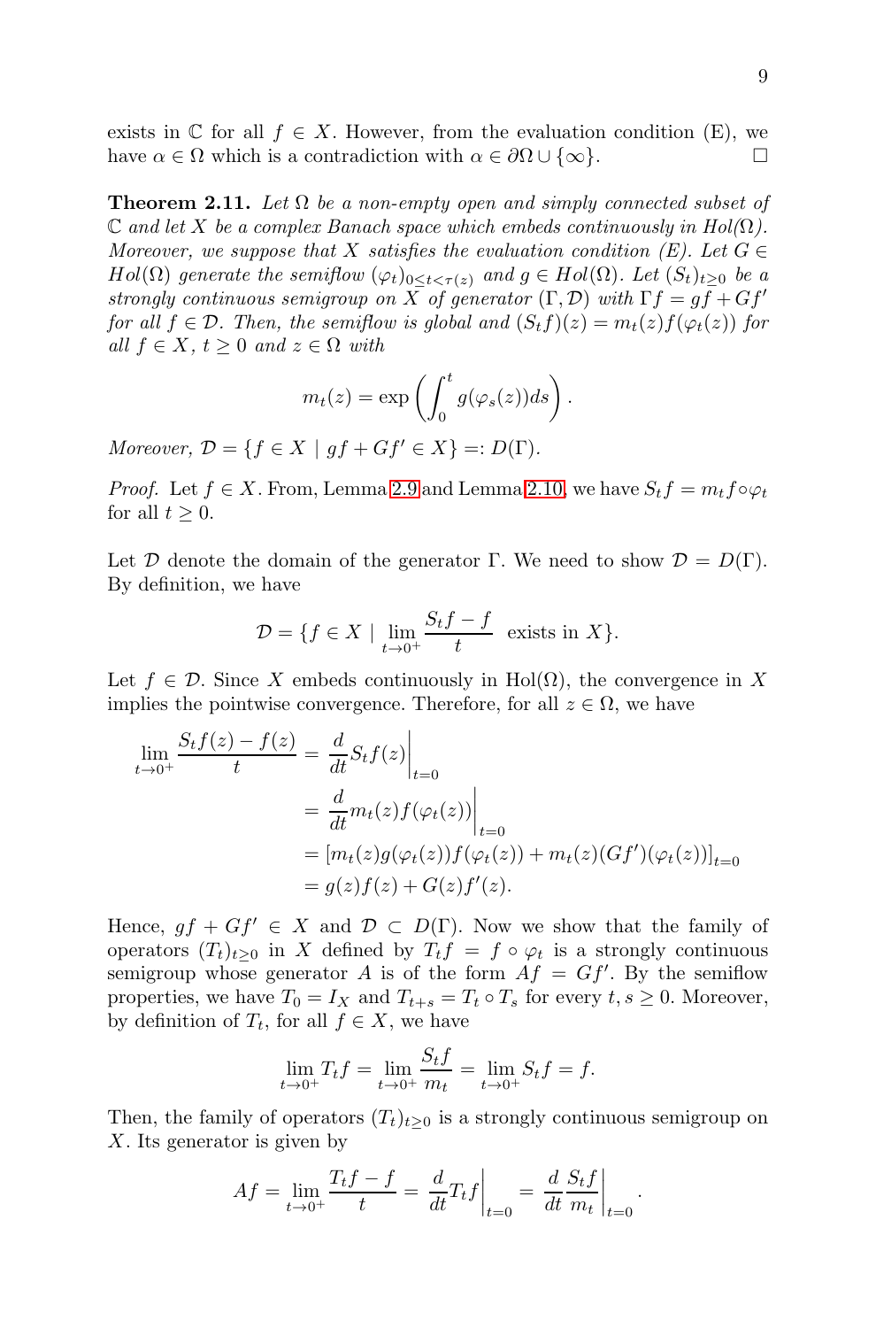exists in $\mathbb{C}$ for all $f \in X$. However, from the evaluation condition (E), we have $\alpha \in \Omega$ which is a contradiction with $\alpha \in \partial\Omega \cup \{\infty\}$. $\square$

**Theorem 2.11.** *Let $\Omega$ be a non-empty open and simply connected subset of $\mathbb{C}$ and let $X$ be a complex Banach space which embeds continuously in $Hol(\Omega)$. Moreover, we suppose that $X$ satisfies the evaluation condition (E). Let $G \in Hol(\Omega)$ generate the semiflow $(\varphi_t)_{0 \leq t < \tau(z)}$ and $g \in Hol(\Omega)$. Let $(S_t)_{t \geq 0}$ be a strongly continuous semigroup on $X$ of generator $(\Gamma, \mathcal{D})$ with $\Gamma f = gf + Gf'$ for all $f \in \mathcal{D}$. Then, the semiflow is global and $(S_t f)(z) = m_t(z) f(\varphi_t(z))$ for all $f \in X$, $t \geq 0$ and $z \in \Omega$ with*

$$m_t(z) = \exp\left(\int_0^t g(\varphi_s(z))ds\right).$$

*Moreover, $\mathcal{D} = \{f \in X \mid gf + Gf' \in X\} =: D(\Gamma)$.*

*Proof.* Let $f \in X$. From, Lemma 2.9 and Lemma 2.10, we have $S_t f = m_t f \circ \varphi_t$ for all $t \geq 0$.

Let $\mathcal{D}$ denote the domain of the generator $\Gamma$. We need to show $\mathcal{D} = D(\Gamma)$. By definition, we have

$$\mathcal{D} = \{f \in X \mid \lim_{t \to 0^+} \frac{S_t f - f}{t} \text{ exists in } X\}.$$

Let $f \in \mathcal{D}$. Since $X$ embeds continuously in $\mathrm{Hol}(\Omega)$, the convergence in $X$ implies the pointwise convergence. Therefore, for all $z \in \Omega$, we have

$$\begin{aligned}
\lim_{t \to 0^+} \frac{S_t f(z) - f(z)}{t} &= \frac{d}{dt} S_t f(z)\Big|_{t=0} \\
&= \frac{d}{dt} m_t(z) f(\varphi_t(z))\Big|_{t=0} \\
&= [m_t(z) g(\varphi_t(z)) f(\varphi_t(z)) + m_t(z)(Gf')(\varphi_t(z))]_{t=0} \\
&= g(z) f(z) + G(z) f'(z).
\end{aligned}$$

Hence, $gf + Gf' \in X$ and $\mathcal{D} \subset D(\Gamma)$. Now we show that the family of operators $(T_t)_{t \geq 0}$ in $X$ defined by $T_t f = f \circ \varphi_t$ is a strongly continuous semigroup whose generator $A$ is of the form $Af = Gf'$. By the semiflow properties, we have $T_0 = I_X$ and $T_{t+s} = T_t \circ T_s$ for every $t, s \geq 0$. Moreover, by definition of $T_t$, for all $f \in X$, we have

$$\lim_{t \to 0^+} T_t f = \lim_{t \to 0^+} \frac{S_t f}{m_t} = \lim_{t \to 0^+} S_t f = f.$$

Then, the family of operators $(T_t)_{t \geq 0}$ is a strongly continuous semigroup on $X$. Its generator is given by

$$Af = \lim_{t \to 0^+} \frac{T_t f - f}{t} = \frac{d}{dt} T_t f\Big|_{t=0} = \frac{d}{dt} \frac{S_t f}{m_t}\Big|_{t=0}.$$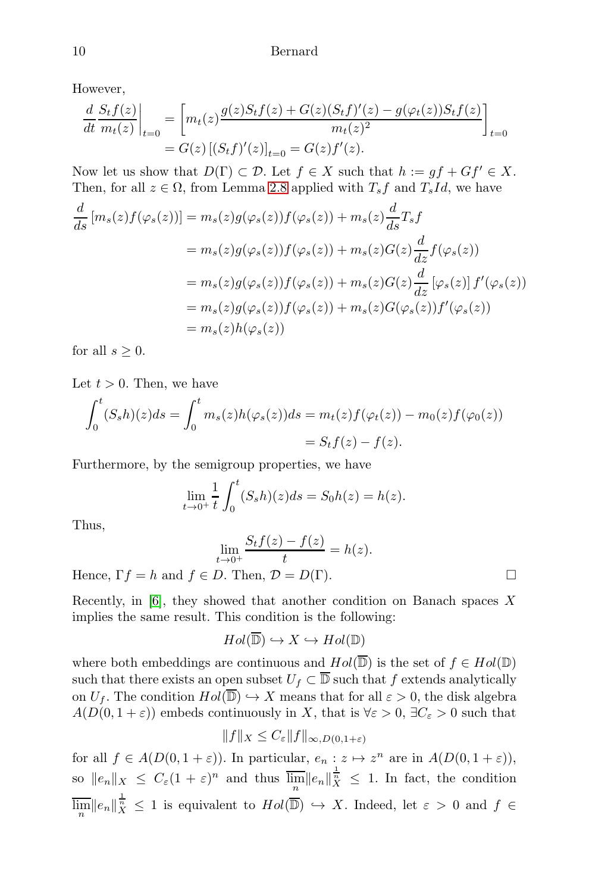However,

$$\frac{d}{dt}\frac{S_tf(z)}{m_t(z)}\bigg|_{t=0} = \left[m_t(z)\frac{g(z)S_tf(z)+G(z)(S_tf)'(z)-g(\varphi_t(z))S_tf(z)}{m_t(z)^2}\right]_{t=0}$$
$$= G(z)\left[(S_tf)'(z)\right]_{t=0} = G(z)f'(z).$$

Now let us show that $D(\Gamma)\subset\mathcal{D}$. Let $f\in X$ such that $h := gf + Gf' \in X$. Then, for all $z\in\Omega$, from Lemma 2.8 applied with $T_sf$ and $T_sId$, we have

$$\begin{aligned}
\frac{d}{ds}\left[m_s(z)f(\varphi_s(z))\right] &= m_s(z)g(\varphi_s(z))f(\varphi_s(z)) + m_s(z)\frac{d}{ds}T_sf\\
&= m_s(z)g(\varphi_s(z))f(\varphi_s(z)) + m_s(z)G(z)\frac{d}{dz}f(\varphi_s(z))\\
&= m_s(z)g(\varphi_s(z))f(\varphi_s(z)) + m_s(z)G(z)\frac{d}{dz}\left[\varphi_s(z)\right]f'(\varphi_s(z))\\
&= m_s(z)g(\varphi_s(z))f(\varphi_s(z)) + m_s(z)G(\varphi_s(z))f'(\varphi_s(z))\\
&= m_s(z)h(\varphi_s(z))
\end{aligned}$$

for all $s\geq 0$.

Let $t>0$. Then, we have

$$\begin{aligned}
\int_0^t (S_sh)(z)ds = \int_0^t m_s(z)h(\varphi_s(z))ds &= m_t(z)f(\varphi_t(z)) - m_0(z)f(\varphi_0(z))\\
&= S_tf(z) - f(z).
\end{aligned}$$

Furthermore, by the semigroup properties, we have

$$\lim_{t\to 0^+}\frac{1}{t}\int_0^t (S_sh)(z)ds = S_0h(z) = h(z).$$

Thus,

$$\lim_{t\to 0^+}\frac{S_tf(z)-f(z)}{t} = h(z).$$

Hence, $\Gamma f = h$ and $f\in D$. Then, $\mathcal{D} = D(\Gamma)$. $\square$

Recently, in [6], they showed that another condition on Banach spaces $X$ implies the same result. This condition is the following:

$$Hol(\overline{\mathbb{D}})\hookrightarrow X\hookrightarrow Hol(\mathbb{D})$$

where both embeddings are continuous and $Hol(\overline{\mathbb{D}})$ is the set of $f\in Hol(\mathbb{D})$ such that there exists an open subset $U_f\subset\overline{\mathbb{D}}$ such that $f$ extends analytically on $U_f$. The condition $Hol(\overline{\mathbb{D}})\hookrightarrow X$ means that for all $\varepsilon>0$, the disk algebra $A(D(0,1+\varepsilon))$ embeds continuously in $X$, that is $\forall\varepsilon>0$, $\exists C_\varepsilon>0$ such that

$$\|f\|_X\leq C_\varepsilon\|f\|_{\infty,D(0,1+\varepsilon)}$$

for all $f\in A(D(0,1+\varepsilon))$. In particular, $e_n : z\mapsto z^n$ are in $A(D(0,1+\varepsilon))$, so $\|e_n\|_X\leq C_\varepsilon(1+\varepsilon)^n$ and thus $\overline{\lim\limits_n}\|e_n\|_X^{\frac{1}{n}}\leq 1$. In fact, the condition $\overline{\lim\limits_n}\|e_n\|_X^{\frac{1}{n}}\leq 1$ is equivalent to $Hol(\overline{\mathbb{D}})\hookrightarrow X$. Indeed, let $\varepsilon>0$ and $f\in$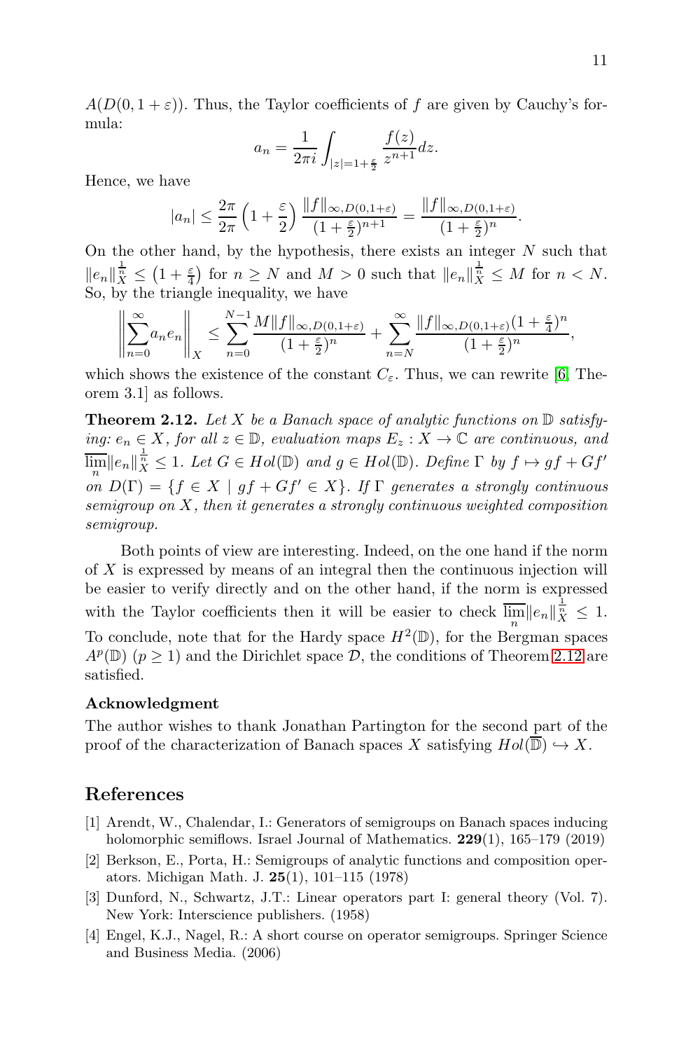$A(D(0, 1+\varepsilon))$. Thus, the Taylor coefficients of $f$ are given by Cauchy's formula:

$$a_n = \frac{1}{2\pi i} \int_{|z|=1+\frac{\varepsilon}{2}} \frac{f(z)}{z^{n+1}} dz.$$

Hence, we have

$$|a_n| \leq \frac{2\pi}{2\pi} \left(1 + \frac{\varepsilon}{2}\right) \frac{\|f\|_{\infty, D(0,1+\varepsilon)}}{(1+\frac{\varepsilon}{2})^{n+1}} = \frac{\|f\|_{\infty, D(0,1+\varepsilon)}}{(1+\frac{\varepsilon}{2})^{n}}.$$

On the other hand, by the hypothesis, there exists an integer $N$ such that $\|e_n\|_X^{\frac{1}{n}} \leq \left(1 + \frac{\varepsilon}{4}\right)$ for $n \geq N$ and $M > 0$ such that $\|e_n\|_X^{\frac{1}{n}} \leq M$ for $n < N$. So, by the triangle inequality, we have

$$\left\| \sum_{n=0}^{\infty} a_n e_n \right\|_X \leq \sum_{n=0}^{N-1} \frac{M \|f\|_{\infty, D(0,1+\varepsilon)}}{(1+\frac{\varepsilon}{2})^n} + \sum_{n=N}^{\infty} \frac{\|f\|_{\infty, D(0,1+\varepsilon)} (1+\frac{\varepsilon}{4})^n}{(1+\frac{\varepsilon}{2})^n},$$

which shows the existence of the constant $C_\varepsilon$. Thus, we can rewrite [6, Theorem 3.1] as follows.

**Theorem 2.12.** *Let $X$ be a Banach space of analytic functions on $\mathbb{D}$ satisfying: $e_n \in X$, for all $z \in \mathbb{D}$, evaluation maps $E_z : X \to \mathbb{C}$ are continuous, and $\overline{\lim\limits_n} \|e_n\|_X^{\frac{1}{n}} \leq 1$. Let $G \in Hol(\mathbb{D})$ and $g \in Hol(\mathbb{D})$. Define $\Gamma$ by $f \mapsto gf + Gf'$ on $D(\Gamma) = \{f \in X \mid gf + Gf' \in X\}$. If $\Gamma$ generates a strongly continuous semigroup on $X$, then it generates a strongly continuous weighted composition semigroup.*

Both points of view are interesting. Indeed, on the one hand if the norm of $X$ is expressed by means of an integral then the continuous injection will be easier to verify directly and on the other hand, if the norm is expressed with the Taylor coefficients then it will be easier to check $\overline{\lim\limits_n} \|e_n\|_X^{\frac{1}{n}} \leq 1$. To conclude, note that for the Hardy space $H^2(\mathbb{D})$, for the Bergman spaces $A^p(\mathbb{D})$ $(p \geq 1)$ and the Dirichlet space $\mathcal{D}$, the conditions of Theorem 2.12 are satisfied.

### Acknowledgment

The author wishes to thank Jonathan Partington for the second part of the proof of the characterization of Banach spaces $X$ satisfying $Hol(\overline{\mathbb{D}}) \hookrightarrow X$.

## References

[1] Arendt, W., Chalendar, I.: Generators of semigroups on Banach spaces inducing holomorphic semiflows. Israel Journal of Mathematics. **229**(1), 165–179 (2019)

[2] Berkson, E., Porta, H.: Semigroups of analytic functions and composition operators. Michigan Math. J. **25**(1), 101–115 (1978)

[3] Dunford, N., Schwartz, J.T.: Linear operators part I: general theory (Vol. 7). New York: Interscience publishers. (1958)

[4] Engel, K.J., Nagel, R.: A short course on operator semigroups. Springer Science and Business Media. (2006)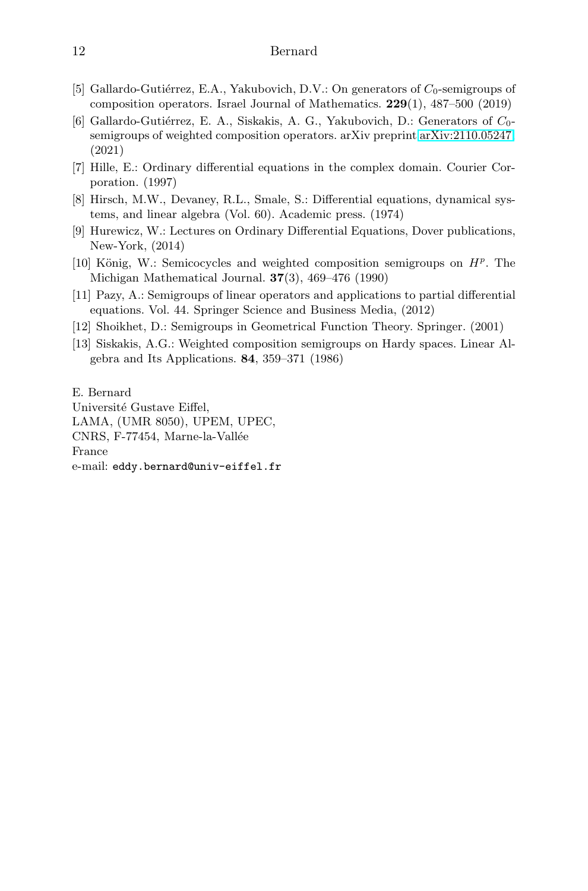[5] Gallardo-Gutiérrez, E.A., Yakubovich, D.V.: On generators of $C_0$-semigroups of composition operators. Israel Journal of Mathematics. **229**(1), 487–500 (2019)

[6] Gallardo-Gutiérrez, E. A., Siskakis, A. G., Yakubovich, D.: Generators of $C_0$-semigroups of weighted composition operators. arXiv preprint arXiv:2110.05247 (2021)

[7] Hille, E.: Ordinary differential equations in the complex domain. Courier Corporation. (1997)

[8] Hirsch, M.W., Devaney, R.L., Smale, S.: Differential equations, dynamical systems, and linear algebra (Vol. 60). Academic press. (1974)

[9] Hurewicz, W.: Lectures on Ordinary Differential Equations, Dover publications, New-York, (2014)

[10] König, W.: Semicocycles and weighted composition semigroups on $H^p$. The Michigan Mathematical Journal. **37**(3), 469–476 (1990)

[11] Pazy, A.: Semigroups of linear operators and applications to partial differential equations. Vol. 44. Springer Science and Business Media, (2012)

[12] Shoikhet, D.: Semigroups in Geometrical Function Theory. Springer. (2001)

[13] Siskakis, A.G.: Weighted composition semigroups on Hardy spaces. Linear Algebra and Its Applications. **84**, 359–371 (1986)

E. Bernard
Université Gustave Eiffel,
LAMA, (UMR 8050), UPEM, UPEC,
CNRS, F-77454, Marne-la-Vallée
France
e-mail: eddy.bernard@univ-eiffel.fr